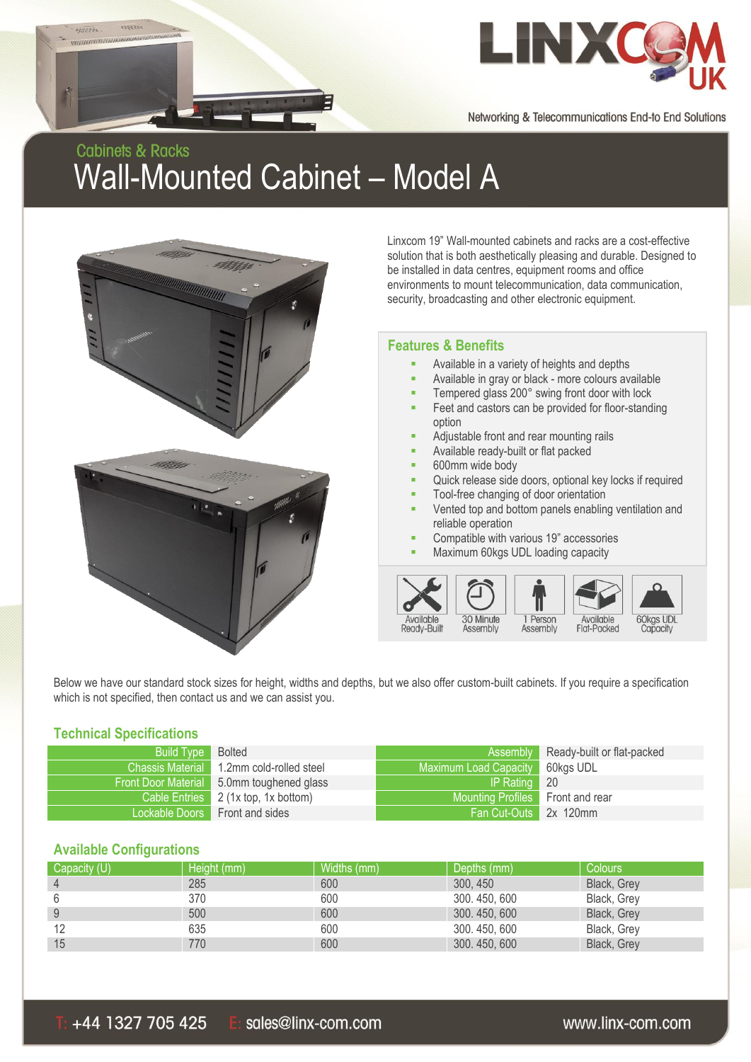LINXCOM UK

Networking & Telecommunications End-to End Solutions

## Cabinets & Racks

# Wall-Mounted Cabinet – Model A

Linxcom 19" Wall-mounted cabinets and racks are a cost-effective solution that is both aesthetically pleasing and durable. Designed to be installed in data centres, equipment rooms and office environments to mount telecommunication, data communication, security, broadcasting and other electronic equipment.

### Features & Benefits

- Available in a variety of heights and depths
- Available in gray or black - more colours available
- Tempered glass 200° swing front door with lock
- Feet and castors can be provided for floor-standing option
- Adjustable front and rear mounting rails
- Available ready-built or flat packed
- 600mm wide body
- Quick release side doors, optional key locks if required
- Tool-free changing of door orientation
- Vented top and bottom panels enabling ventilation and reliable operation
- Compatible with various 19" accessories
- Maximum 60kgs UDL loading capacity

Available Ready-Built | 30 Minute Assembly | 1 Person Assembly | Available Flat-Packed | 60kgs UDL Capacity

Below we have our standard stock sizes for height, widths and depths, but we also offer custom-built cabinets. If you require a specification which is not specified, then contact us and we can assist you.

### Technical Specifications

| | | | |
|---|---|---|---|
| Build Type | Bolted | Assembly | Ready-built or flat-packed |
| Chassis Material | 1.2mm cold-rolled steel | Maximum Load Capacity | 60kgs UDL |
| Front Door Material | 5.0mm toughened glass | IP Rating | 20 |
| Cable Entries | 2 (1x top, 1x bottom) | Mounting Profiles | Front and rear |
| Lockable Doors | Front and sides | Fan Cut-Outs | 2x 120mm |

### Available Configurations

| Capacity (U) | Height (mm) | Widths (mm) | Depths (mm) | Colours |
|---|---|---|---|---|
| 4 | 285 | 600 | 300, 450 | Black, Grey |
| 6 | 370 | 600 | 300. 450, 600 | Black, Grey |
| 9 | 500 | 600 | 300. 450, 600 | Black, Grey |
| 12 | 635 | 600 | 300. 450, 600 | Black, Grey |
| 15 | 770 | 600 | 300. 450, 600 | Black, Grey |

T: +44 1327 705 425 E: sales@linx-com.com www.linx-com.com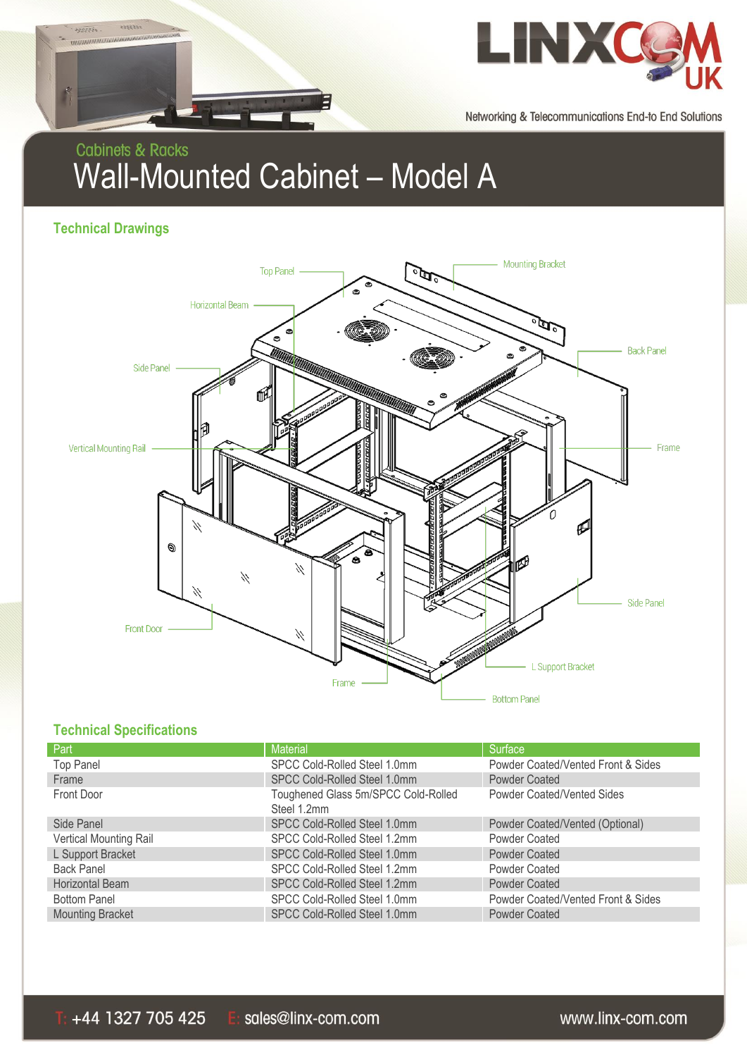Cabinets & Racks

# Wall-Mounted Cabinet – Model A

## Technical Drawings

Top Panel
Mounting Bracket
Horizontal Beam
Back Panel
Side Panel
Vertical Mounting Rail
Frame
Side Panel
Front Door
L Support Bracket
Frame
Bottom Panel

## Technical Specifications

| Part | Material | Surface |
|---|---|---|
| Top Panel | SPCC Cold-Rolled Steel 1.0mm | Powder Coated/Vented Front & Sides |
| Frame | SPCC Cold-Rolled Steel 1.0mm | Powder Coated |
| Front Door | Toughened Glass 5m/SPCC Cold-Rolled Steel 1.2mm | Powder Coated/Vented Sides |
| Side Panel | SPCC Cold-Rolled Steel 1.0mm | Powder Coated/Vented (Optional) |
| Vertical Mounting Rail | SPCC Cold-Rolled Steel 1.2mm | Powder Coated |
| L Support Bracket | SPCC Cold-Rolled Steel 1.0mm | Powder Coated |
| Back Panel | SPCC Cold-Rolled Steel 1.2mm | Powder Coated |
| Horizontal Beam | SPCC Cold-Rolled Steel 1.2mm | Powder Coated |
| Bottom Panel | SPCC Cold-Rolled Steel 1.0mm | Powder Coated/Vented Front & Sides |
| Mounting Bracket | SPCC Cold-Rolled Steel 1.0mm | Powder Coated |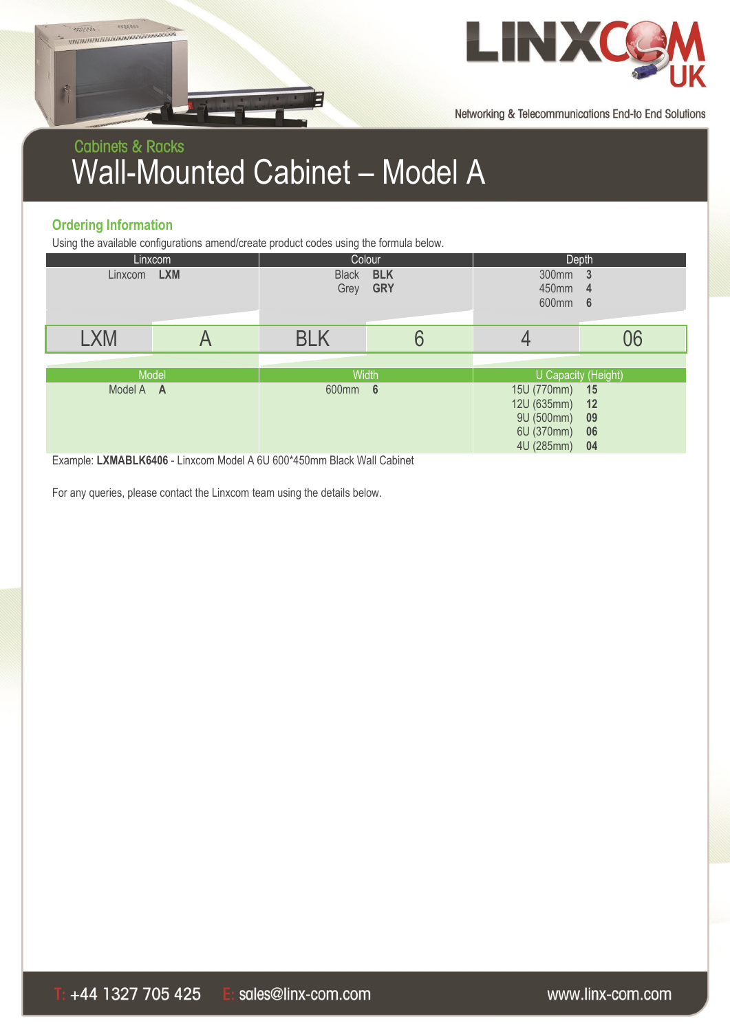Networking & Telecommunications End-to End Solutions

Cabinets & Racks

# Wall-Mounted Cabinet – Model A

## Ordering Information

Using the available configurations amend/create product codes using the formula below.

| Linxcom | | Colour | | Depth | |
|---|---|---|---|---|---|
| Linxcom **LXM** | | Black **BLK**<br>Grey **GRY** | | 300mm **3**<br>450mm **4**<br>600mm **6** | |
| LXM | A | BLK | 6 | 4 | 06 |
| | **Model** | | **Width** | | **U Capacity (Height)** |
| | Model A **A** | | 600mm **6** | | 15U (770mm) **15**<br>12U (635mm) **12**<br>9U (500mm) **09**<br>6U (370mm) **06**<br>4U (285mm) **04** |

Example: **LXMABLK6406** - Linxcom Model A 6U 600*450mm Black Wall Cabinet

For any queries, please contact the Linxcom team using the details below.

T: +44 1327 705 425 E: sales@linx-com.com www.linx-com.com